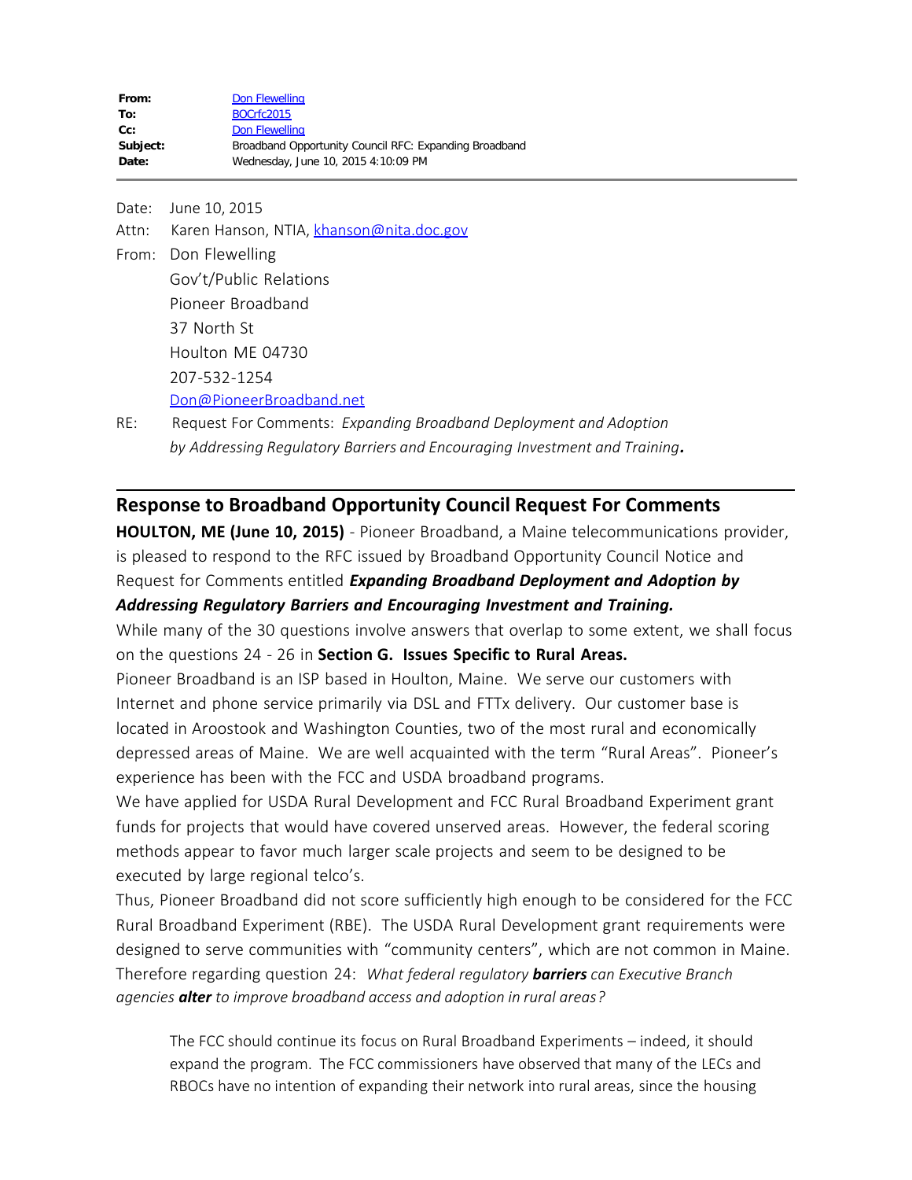| | |
|---|---|
| **From:** | Don Flewelling |
| **To:** | BOCrfc2015 |
| **Cc:** | Don Flewelling |
| **Subject:** | Broadband Opportunity Council RFC: Expanding Broadband |
| **Date:** | Wednesday, June 10, 2015 4:10:09 PM |

---

Date: June 10, 2015

Attn: Karen Hanson, NTIA, khanson@nita.doc.gov

From: Don Flewelling
Gov't/Public Relations
Pioneer Broadband
37 North St
Houlton ME 04730
207-532-1254
Don@PioneerBroadband.net

RE: Request For Comments: *Expanding Broadband Deployment and Adoption by Addressing Regulatory Barriers and Encouraging Investment and Training.*

---

## Response to Broadband Opportunity Council Request For Comments

**HOULTON, ME (June 10, 2015)** - Pioneer Broadband, a Maine telecommunications provider, is pleased to respond to the RFC issued by Broadband Opportunity Council Notice and Request for Comments entitled ***Expanding Broadband Deployment and Adoption by Addressing Regulatory Barriers and Encouraging Investment and Training.***

While many of the 30 questions involve answers that overlap to some extent, we shall focus on the questions 24 - 26 in **Section G. Issues Specific to Rural Areas.**

Pioneer Broadband is an ISP based in Houlton, Maine. We serve our customers with Internet and phone service primarily via DSL and FTTx delivery. Our customer base is located in Aroostook and Washington Counties, two of the most rural and economically depressed areas of Maine. We are well acquainted with the term "Rural Areas". Pioneer's experience has been with the FCC and USDA broadband programs.

We have applied for USDA Rural Development and FCC Rural Broadband Experiment grant funds for projects that would have covered unserved areas. However, the federal scoring methods appear to favor much larger scale projects and seem to be designed to be executed by large regional telco's.

Thus, Pioneer Broadband did not score sufficiently high enough to be considered for the FCC Rural Broadband Experiment (RBE). The USDA Rural Development grant requirements were designed to serve communities with "community centers", which are not common in Maine. Therefore regarding question 24: *What federal regulatory **barriers** can Executive Branch agencies **alter** to improve broadband access and adoption in rural areas?*

> The FCC should continue its focus on Rural Broadband Experiments – indeed, it should expand the program. The FCC commissioners have observed that many of the LECs and RBOCs have no intention of expanding their network into rural areas, since the housing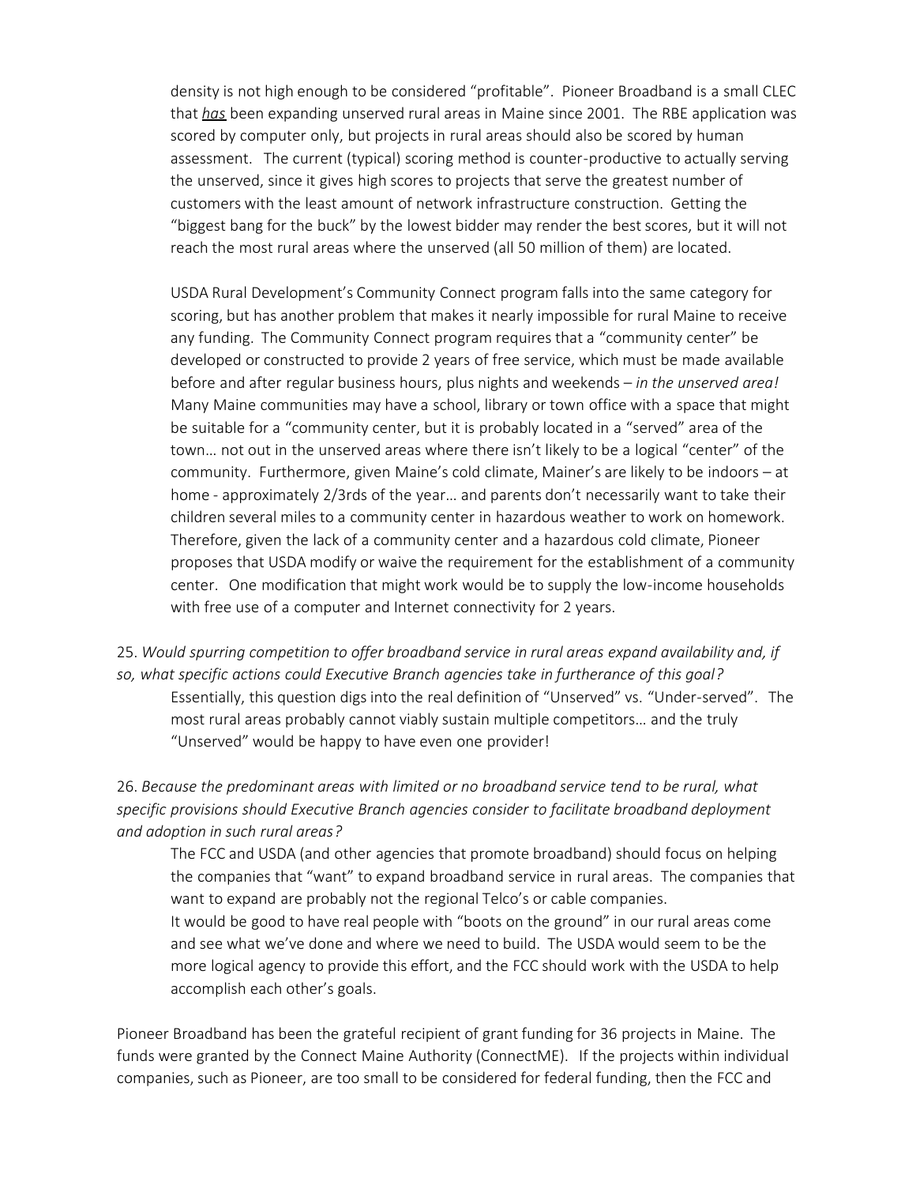density is not high enough to be considered "profitable". Pioneer Broadband is a small CLEC that ***has*** been expanding unserved rural areas in Maine since 2001. The RBE application was scored by computer only, but projects in rural areas should also be scored by human assessment. The current (typical) scoring method is counter-productive to actually serving the unserved, since it gives high scores to projects that serve the greatest number of customers with the least amount of network infrastructure construction. Getting the "biggest bang for the buck" by the lowest bidder may render the best scores, but it will not reach the most rural areas where the unserved (all 50 million of them) are located.

USDA Rural Development's Community Connect program falls into the same category for scoring, but has another problem that makes it nearly impossible for rural Maine to receive any funding. The Community Connect program requires that a "community center" be developed or constructed to provide 2 years of free service, which must be made available before and after regular business hours, plus nights and weekends – *in the unserved area!* Many Maine communities may have a school, library or town office with a space that might be suitable for a "community center, but it is probably located in a "served" area of the town… not out in the unserved areas where there isn't likely to be a logical "center" of the community. Furthermore, given Maine's cold climate, Mainer's are likely to be indoors – at home - approximately 2/3rds of the year… and parents don't necessarily want to take their children several miles to a community center in hazardous weather to work on homework. Therefore, given the lack of a community center and a hazardous cold climate, Pioneer proposes that USDA modify or waive the requirement for the establishment of a community center. One modification that might work would be to supply the low-income households with free use of a computer and Internet connectivity for 2 years.

25. *Would spurring competition to offer broadband service in rural areas expand availability and, if so, what specific actions could Executive Branch agencies take in furtherance of this goal?*

Essentially, this question digs into the real definition of "Unserved" vs. "Under-served". The most rural areas probably cannot viably sustain multiple competitors… and the truly "Unserved" would be happy to have even one provider!

26. *Because the predominant areas with limited or no broadband service tend to be rural, what specific provisions should Executive Branch agencies consider to facilitate broadband deployment and adoption in such rural areas?*

The FCC and USDA (and other agencies that promote broadband) should focus on helping the companies that "want" to expand broadband service in rural areas. The companies that want to expand are probably not the regional Telco's or cable companies.
It would be good to have real people with "boots on the ground" in our rural areas come and see what we've done and where we need to build. The USDA would seem to be the more logical agency to provide this effort, and the FCC should work with the USDA to help accomplish each other's goals.

Pioneer Broadband has been the grateful recipient of grant funding for 36 projects in Maine. The funds were granted by the Connect Maine Authority (ConnectME). If the projects within individual companies, such as Pioneer, are too small to be considered for federal funding, then the FCC and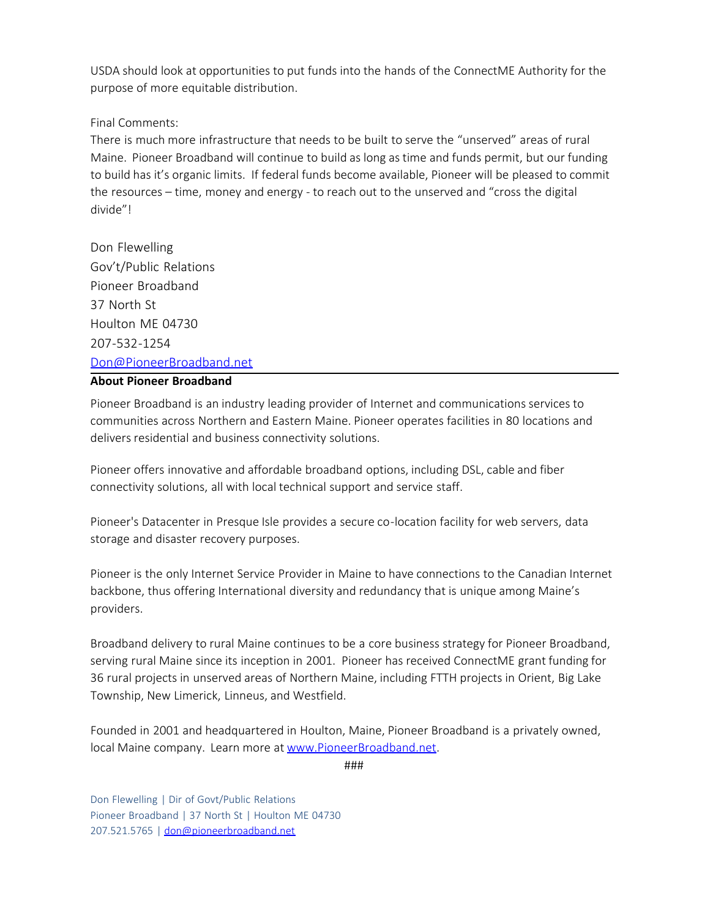USDA should look at opportunities to put funds into the hands of the ConnectME Authority for the purpose of more equitable distribution.

Final Comments:
There is much more infrastructure that needs to be built to serve the "unserved" areas of rural Maine. Pioneer Broadband will continue to build as long as time and funds permit, but our funding to build has it's organic limits. If federal funds become available, Pioneer will be pleased to commit the resources – time, money and energy - to reach out to the unserved and "cross the digital divide"!

Don Flewelling
Gov't/Public Relations
Pioneer Broadband
37 North St
Houlton ME 04730
207-532-1254
Don@PioneerBroadband.net

---

**About Pioneer Broadband**

Pioneer Broadband is an industry leading provider of Internet and communications services to communities across Northern and Eastern Maine. Pioneer operates facilities in 80 locations and delivers residential and business connectivity solutions.

Pioneer offers innovative and affordable broadband options, including DSL, cable and fiber connectivity solutions, all with local technical support and service staff.

Pioneer's Datacenter in Presque Isle provides a secure co-location facility for web servers, data storage and disaster recovery purposes.

Pioneer is the only Internet Service Provider in Maine to have connections to the Canadian Internet backbone, thus offering International diversity and redundancy that is unique among Maine's providers.

Broadband delivery to rural Maine continues to be a core business strategy for Pioneer Broadband, serving rural Maine since its inception in 2001. Pioneer has received ConnectME grant funding for 36 rural projects in unserved areas of Northern Maine, including FTTH projects in Orient, Big Lake Township, New Limerick, Linneus, and Westfield.

Founded in 2001 and headquartered in Houlton, Maine, Pioneer Broadband is a privately owned, local Maine company. Learn more at www.PioneerBroadband.net.

###

Don Flewelling | Dir of Govt/Public Relations
Pioneer Broadband | 37 North St | Houlton ME 04730
207.521.5765 | don@pioneerbroadband.net